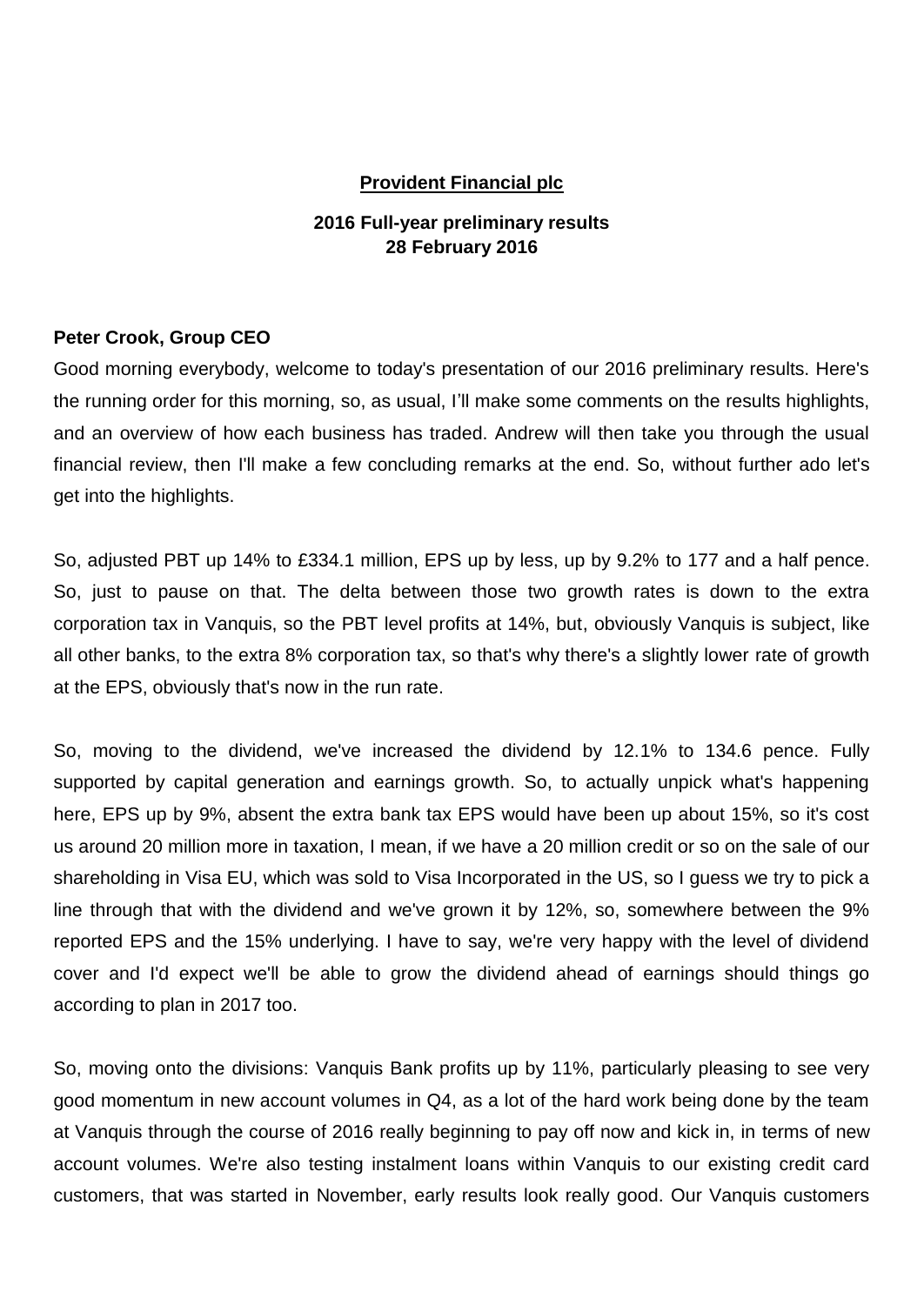**Provident Financial plc**

**2016 Full-year preliminary results**
**28 February 2016**

**Peter Crook, Group CEO**

Good morning everybody, welcome to today's presentation of our 2016 preliminary results. Here's the running order for this morning, so, as usual, I'll make some comments on the results highlights, and an overview of how each business has traded. Andrew will then take you through the usual financial review, then I'll make a few concluding remarks at the end. So, without further ado let's get into the highlights.

So, adjusted PBT up 14% to £334.1 million, EPS up by less, up by 9.2% to 177 and a half pence. So, just to pause on that. The delta between those two growth rates is down to the extra corporation tax in Vanquis, so the PBT level profits at 14%, but, obviously Vanquis is subject, like all other banks, to the extra 8% corporation tax, so that's why there's a slightly lower rate of growth at the EPS, obviously that's now in the run rate.

So, moving to the dividend, we've increased the dividend by 12.1% to 134.6 pence. Fully supported by capital generation and earnings growth. So, to actually unpick what's happening here, EPS up by 9%, absent the extra bank tax EPS would have been up about 15%, so it's cost us around 20 million more in taxation, I mean, if we have a 20 million credit or so on the sale of our shareholding in Visa EU, which was sold to Visa Incorporated in the US, so I guess we try to pick a line through that with the dividend and we've grown it by 12%, so, somewhere between the 9% reported EPS and the 15% underlying. I have to say, we're very happy with the level of dividend cover and I'd expect we'll be able to grow the dividend ahead of earnings should things go according to plan in 2017 too.

So, moving onto the divisions: Vanquis Bank profits up by 11%, particularly pleasing to see very good momentum in new account volumes in Q4, as a lot of the hard work being done by the team at Vanquis through the course of 2016 really beginning to pay off now and kick in, in terms of new account volumes. We're also testing instalment loans within Vanquis to our existing credit card customers, that was started in November, early results look really good. Our Vanquis customers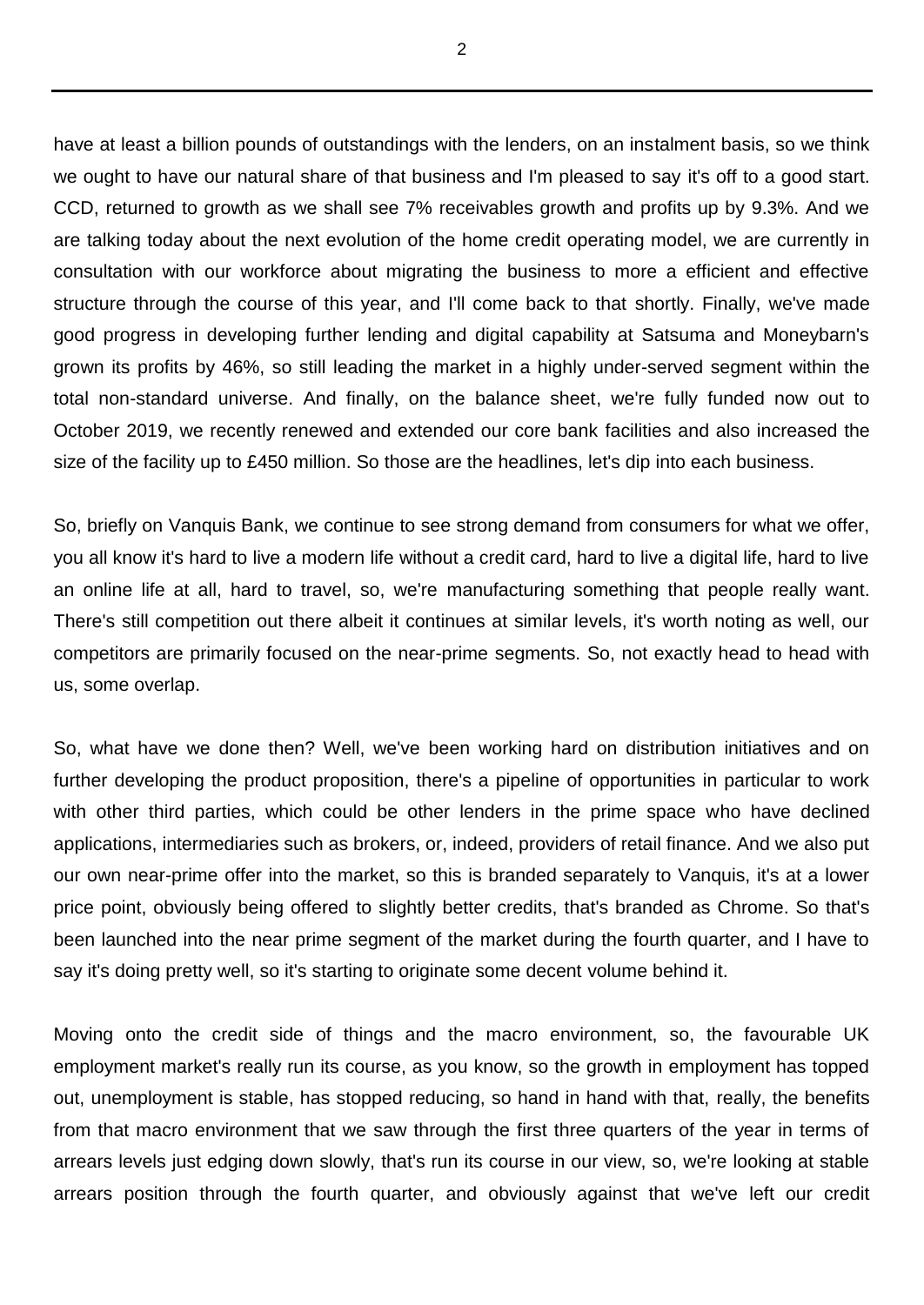have at least a billion pounds of outstandings with the lenders, on an instalment basis, so we think we ought to have our natural share of that business and I'm pleased to say it's off to a good start. CCD, returned to growth as we shall see 7% receivables growth and profits up by 9.3%. And we are talking today about the next evolution of the home credit operating model, we are currently in consultation with our workforce about migrating the business to more a efficient and effective structure through the course of this year, and I'll come back to that shortly. Finally, we've made good progress in developing further lending and digital capability at Satsuma and Moneybarn's grown its profits by 46%, so still leading the market in a highly under-served segment within the total non-standard universe. And finally, on the balance sheet, we're fully funded now out to October 2019, we recently renewed and extended our core bank facilities and also increased the size of the facility up to £450 million. So those are the headlines, let's dip into each business.

So, briefly on Vanquis Bank, we continue to see strong demand from consumers for what we offer, you all know it's hard to live a modern life without a credit card, hard to live a digital life, hard to live an online life at all, hard to travel, so, we're manufacturing something that people really want. There's still competition out there albeit it continues at similar levels, it's worth noting as well, our competitors are primarily focused on the near-prime segments. So, not exactly head to head with us, some overlap.

So, what have we done then? Well, we've been working hard on distribution initiatives and on further developing the product proposition, there's a pipeline of opportunities in particular to work with other third parties, which could be other lenders in the prime space who have declined applications, intermediaries such as brokers, or, indeed, providers of retail finance. And we also put our own near-prime offer into the market, so this is branded separately to Vanquis, it's at a lower price point, obviously being offered to slightly better credits, that's branded as Chrome. So that's been launched into the near prime segment of the market during the fourth quarter, and I have to say it's doing pretty well, so it's starting to originate some decent volume behind it.

Moving onto the credit side of things and the macro environment, so, the favourable UK employment market's really run its course, as you know, so the growth in employment has topped out, unemployment is stable, has stopped reducing, so hand in hand with that, really, the benefits from that macro environment that we saw through the first three quarters of the year in terms of arrears levels just edging down slowly, that's run its course in our view, so, we're looking at stable arrears position through the fourth quarter, and obviously against that we've left our credit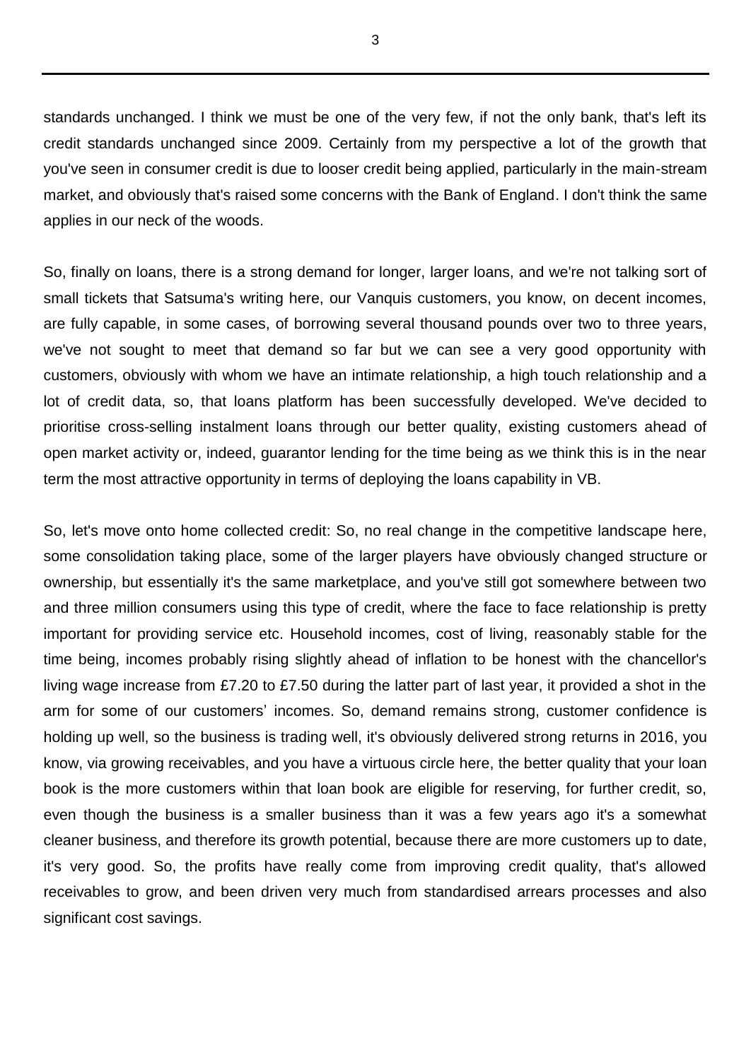standards unchanged. I think we must be one of the very few, if not the only bank, that's left its credit standards unchanged since 2009. Certainly from my perspective a lot of the growth that you've seen in consumer credit is due to looser credit being applied, particularly in the main-stream market, and obviously that's raised some concerns with the Bank of England. I don't think the same applies in our neck of the woods.

So, finally on loans, there is a strong demand for longer, larger loans, and we're not talking sort of small tickets that Satsuma's writing here, our Vanquis customers, you know, on decent incomes, are fully capable, in some cases, of borrowing several thousand pounds over two to three years, we've not sought to meet that demand so far but we can see a very good opportunity with customers, obviously with whom we have an intimate relationship, a high touch relationship and a lot of credit data, so, that loans platform has been successfully developed. We've decided to prioritise cross-selling instalment loans through our better quality, existing customers ahead of open market activity or, indeed, guarantor lending for the time being as we think this is in the near term the most attractive opportunity in terms of deploying the loans capability in VB.

So, let's move onto home collected credit: So, no real change in the competitive landscape here, some consolidation taking place, some of the larger players have obviously changed structure or ownership, but essentially it's the same marketplace, and you've still got somewhere between two and three million consumers using this type of credit, where the face to face relationship is pretty important for providing service etc. Household incomes, cost of living, reasonably stable for the time being, incomes probably rising slightly ahead of inflation to be honest with the chancellor's living wage increase from £7.20 to £7.50 during the latter part of last year, it provided a shot in the arm for some of our customers' incomes. So, demand remains strong, customer confidence is holding up well, so the business is trading well, it's obviously delivered strong returns in 2016, you know, via growing receivables, and you have a virtuous circle here, the better quality that your loan book is the more customers within that loan book are eligible for reserving, for further credit, so, even though the business is a smaller business than it was a few years ago it's a somewhat cleaner business, and therefore its growth potential, because there are more customers up to date, it's very good. So, the profits have really come from improving credit quality, that's allowed receivables to grow, and been driven very much from standardised arrears processes and also significant cost savings.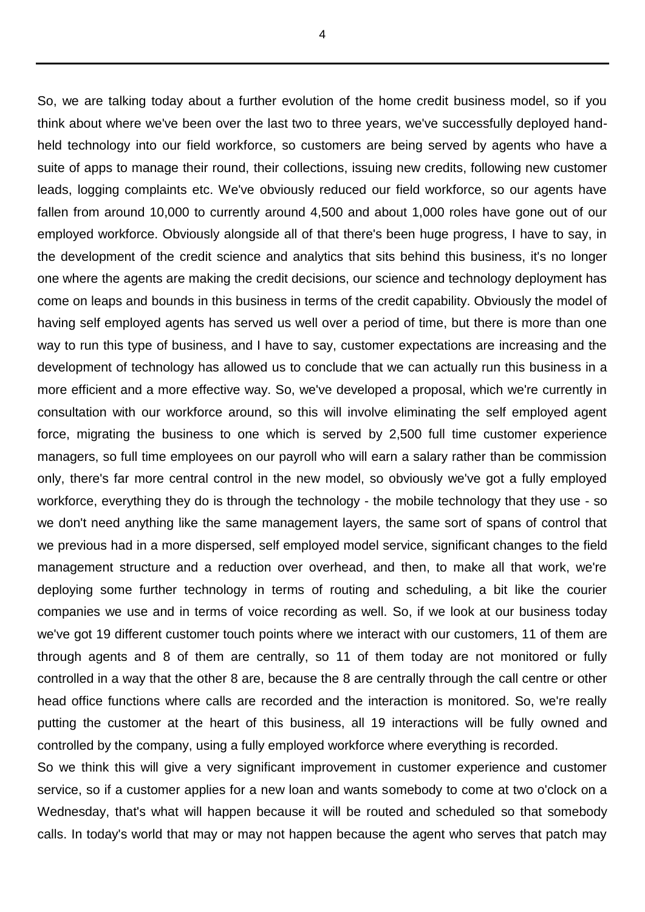So, we are talking today about a further evolution of the home credit business model, so if you think about where we've been over the last two to three years, we've successfully deployed hand-held technology into our field workforce, so customers are being served by agents who have a suite of apps to manage their round, their collections, issuing new credits, following new customer leads, logging complaints etc. We've obviously reduced our field workforce, so our agents have fallen from around 10,000 to currently around 4,500 and about 1,000 roles have gone out of our employed workforce. Obviously alongside all of that there's been huge progress, I have to say, in the development of the credit science and analytics that sits behind this business, it's no longer one where the agents are making the credit decisions, our science and technology deployment has come on leaps and bounds in this business in terms of the credit capability. Obviously the model of having self employed agents has served us well over a period of time, but there is more than one way to run this type of business, and I have to say, customer expectations are increasing and the development of technology has allowed us to conclude that we can actually run this business in a more efficient and a more effective way. So, we've developed a proposal, which we're currently in consultation with our workforce around, so this will involve eliminating the self employed agent force, migrating the business to one which is served by 2,500 full time customer experience managers, so full time employees on our payroll who will earn a salary rather than be commission only, there's far more central control in the new model, so obviously we've got a fully employed workforce, everything they do is through the technology - the mobile technology that they use - so we don't need anything like the same management layers, the same sort of spans of control that we previous had in a more dispersed, self employed model service, significant changes to the field management structure and a reduction over overhead, and then, to make all that work, we're deploying some further technology in terms of routing and scheduling, a bit like the courier companies we use and in terms of voice recording as well. So, if we look at our business today we've got 19 different customer touch points where we interact with our customers, 11 of them are through agents and 8 of them are centrally, so 11 of them today are not monitored or fully controlled in a way that the other 8 are, because the 8 are centrally through the call centre or other head office functions where calls are recorded and the interaction is monitored. So, we're really putting the customer at the heart of this business, all 19 interactions will be fully owned and controlled by the company, using a fully employed workforce where everything is recorded.

So we think this will give a very significant improvement in customer experience and customer service, so if a customer applies for a new loan and wants somebody to come at two o'clock on a Wednesday, that's what will happen because it will be routed and scheduled so that somebody calls. In today's world that may or may not happen because the agent who serves that patch may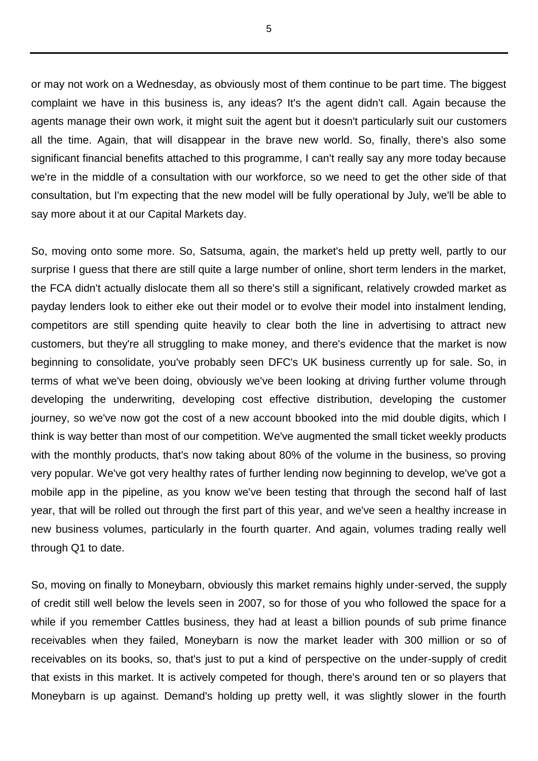or may not work on a Wednesday, as obviously most of them continue to be part time. The biggest complaint we have in this business is, any ideas? It's the agent didn't call. Again because the agents manage their own work, it might suit the agent but it doesn't particularly suit our customers all the time. Again, that will disappear in the brave new world. So, finally, there's also some significant financial benefits attached to this programme, I can't really say any more today because we're in the middle of a consultation with our workforce, so we need to get the other side of that consultation, but I'm expecting that the new model will be fully operational by July, we'll be able to say more about it at our Capital Markets day.

So, moving onto some more. So, Satsuma, again, the market's held up pretty well, partly to our surprise I guess that there are still quite a large number of online, short term lenders in the market, the FCA didn't actually dislocate them all so there's still a significant, relatively crowded market as payday lenders look to either eke out their model or to evolve their model into instalment lending, competitors are still spending quite heavily to clear both the line in advertising to attract new customers, but they're all struggling to make money, and there's evidence that the market is now beginning to consolidate, you've probably seen DFC's UK business currently up for sale. So, in terms of what we've been doing, obviously we've been looking at driving further volume through developing the underwriting, developing cost effective distribution, developing the customer journey, so we've now got the cost of a new account bbooked into the mid double digits, which I think is way better than most of our competition. We've augmented the small ticket weekly products with the monthly products, that's now taking about 80% of the volume in the business, so proving very popular. We've got very healthy rates of further lending now beginning to develop, we've got a mobile app in the pipeline, as you know we've been testing that through the second half of last year, that will be rolled out through the first part of this year, and we've seen a healthy increase in new business volumes, particularly in the fourth quarter. And again, volumes trading really well through Q1 to date.

So, moving on finally to Moneybarn, obviously this market remains highly under-served, the supply of credit still well below the levels seen in 2007, so for those of you who followed the space for a while if you remember Cattles business, they had at least a billion pounds of sub prime finance receivables when they failed, Moneybarn is now the market leader with 300 million or so of receivables on its books, so, that's just to put a kind of perspective on the under-supply of credit that exists in this market. It is actively competed for though, there's around ten or so players that Moneybarn is up against. Demand's holding up pretty well, it was slightly slower in the fourth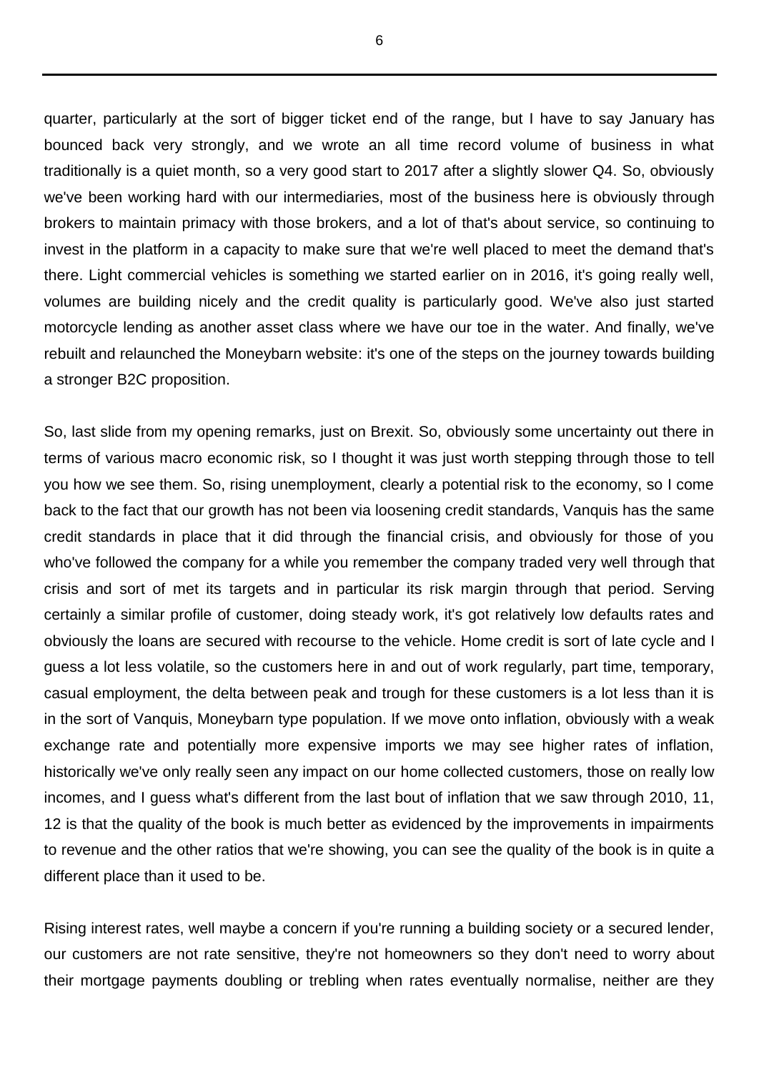quarter, particularly at the sort of bigger ticket end of the range, but I have to say January has bounced back very strongly, and we wrote an all time record volume of business in what traditionally is a quiet month, so a very good start to 2017 after a slightly slower Q4. So, obviously we've been working hard with our intermediaries, most of the business here is obviously through brokers to maintain primacy with those brokers, and a lot of that's about service, so continuing to invest in the platform in a capacity to make sure that we're well placed to meet the demand that's there. Light commercial vehicles is something we started earlier on in 2016, it's going really well, volumes are building nicely and the credit quality is particularly good. We've also just started motorcycle lending as another asset class where we have our toe in the water. And finally, we've rebuilt and relaunched the Moneybarn website: it's one of the steps on the journey towards building a stronger B2C proposition.

So, last slide from my opening remarks, just on Brexit. So, obviously some uncertainty out there in terms of various macro economic risk, so I thought it was just worth stepping through those to tell you how we see them. So, rising unemployment, clearly a potential risk to the economy, so I come back to the fact that our growth has not been via loosening credit standards, Vanquis has the same credit standards in place that it did through the financial crisis, and obviously for those of you who've followed the company for a while you remember the company traded very well through that crisis and sort of met its targets and in particular its risk margin through that period. Serving certainly a similar profile of customer, doing steady work, it's got relatively low defaults rates and obviously the loans are secured with recourse to the vehicle. Home credit is sort of late cycle and I guess a lot less volatile, so the customers here in and out of work regularly, part time, temporary, casual employment, the delta between peak and trough for these customers is a lot less than it is in the sort of Vanquis, Moneybarn type population. If we move onto inflation, obviously with a weak exchange rate and potentially more expensive imports we may see higher rates of inflation, historically we've only really seen any impact on our home collected customers, those on really low incomes, and I guess what's different from the last bout of inflation that we saw through 2010, 11, 12 is that the quality of the book is much better as evidenced by the improvements in impairments to revenue and the other ratios that we're showing, you can see the quality of the book is in quite a different place than it used to be.

Rising interest rates, well maybe a concern if you're running a building society or a secured lender, our customers are not rate sensitive, they're not homeowners so they don't need to worry about their mortgage payments doubling or trebling when rates eventually normalise, neither are they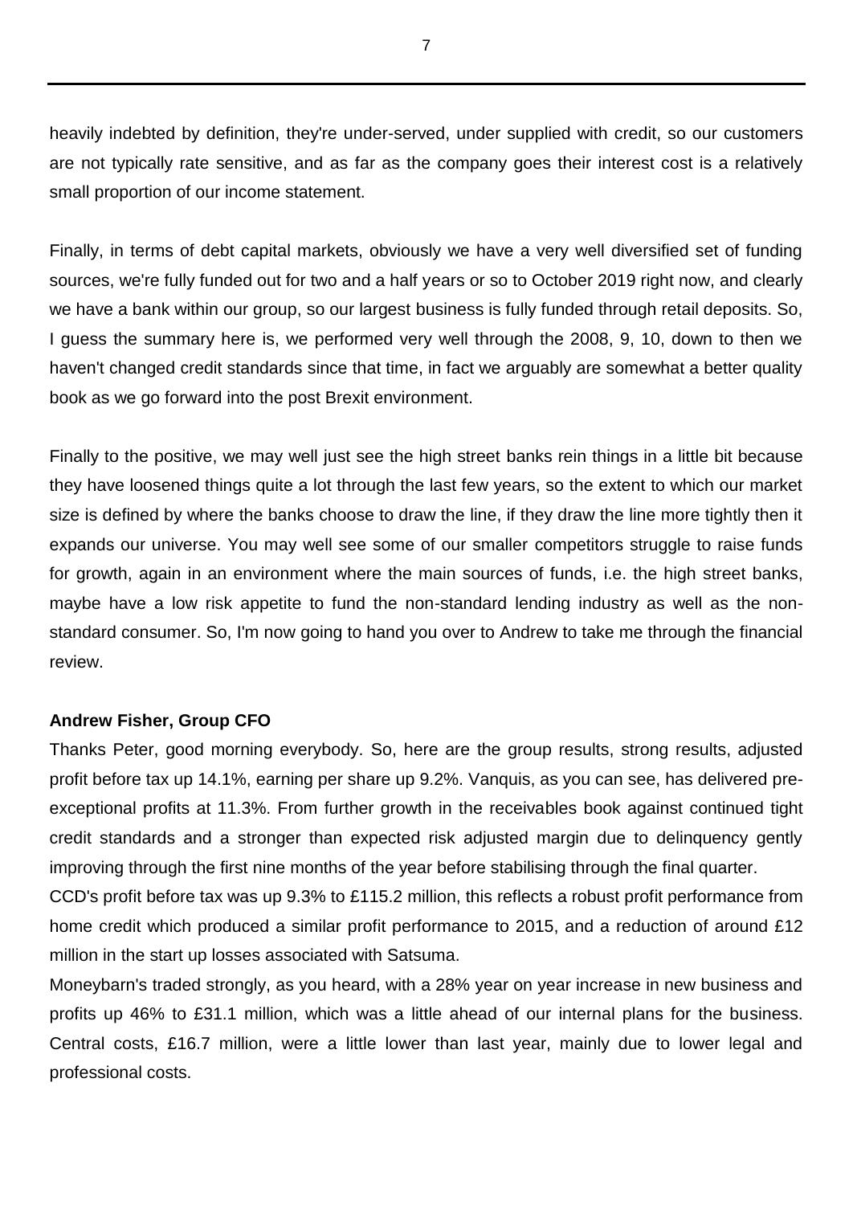heavily indebted by definition, they're under-served, under supplied with credit, so our customers are not typically rate sensitive, and as far as the company goes their interest cost is a relatively small proportion of our income statement.

Finally, in terms of debt capital markets, obviously we have a very well diversified set of funding sources, we're fully funded out for two and a half years or so to October 2019 right now, and clearly we have a bank within our group, so our largest business is fully funded through retail deposits. So, I guess the summary here is, we performed very well through the 2008, 9, 10, down to then we haven't changed credit standards since that time, in fact we arguably are somewhat a better quality book as we go forward into the post Brexit environment.

Finally to the positive, we may well just see the high street banks rein things in a little bit because they have loosened things quite a lot through the last few years, so the extent to which our market size is defined by where the banks choose to draw the line, if they draw the line more tightly then it expands our universe. You may well see some of our smaller competitors struggle to raise funds for growth, again in an environment where the main sources of funds, i.e. the high street banks, maybe have a low risk appetite to fund the non-standard lending industry as well as the non-standard consumer. So, I'm now going to hand you over to Andrew to take me through the financial review.

**Andrew Fisher, Group CFO**

Thanks Peter, good morning everybody. So, here are the group results, strong results, adjusted profit before tax up 14.1%, earning per share up 9.2%. Vanquis, as you can see, has delivered pre-exceptional profits at 11.3%. From further growth in the receivables book against continued tight credit standards and a stronger than expected risk adjusted margin due to delinquency gently improving through the first nine months of the year before stabilising through the final quarter.

CCD's profit before tax was up 9.3% to £115.2 million, this reflects a robust profit performance from home credit which produced a similar profit performance to 2015, and a reduction of around £12 million in the start up losses associated with Satsuma.

Moneybarn's traded strongly, as you heard, with a 28% year on year increase in new business and profits up 46% to £31.1 million, which was a little ahead of our internal plans for the business. Central costs, £16.7 million, were a little lower than last year, mainly due to lower legal and professional costs.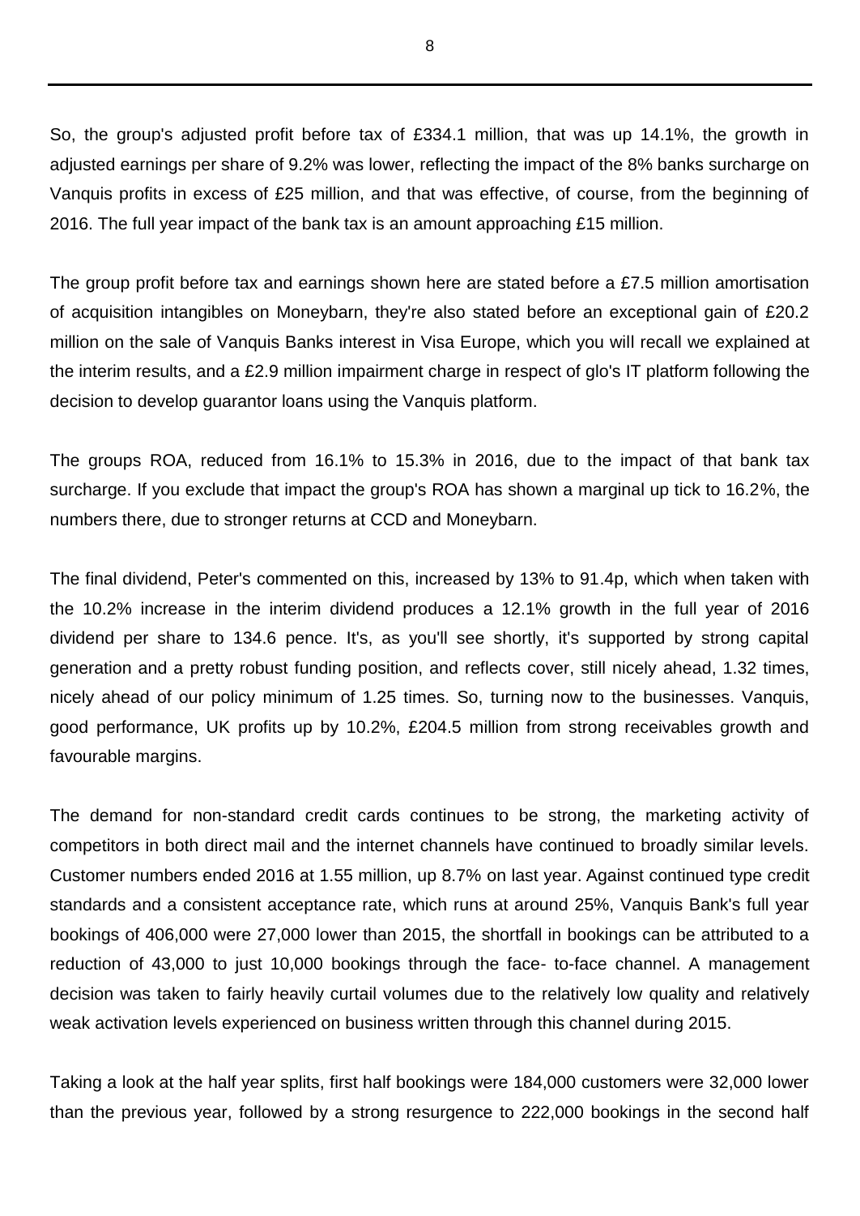So, the group's adjusted profit before tax of £334.1 million, that was up 14.1%, the growth in adjusted earnings per share of 9.2% was lower, reflecting the impact of the 8% banks surcharge on Vanquis profits in excess of £25 million, and that was effective, of course, from the beginning of 2016. The full year impact of the bank tax is an amount approaching £15 million.

The group profit before tax and earnings shown here are stated before a £7.5 million amortisation of acquisition intangibles on Moneybarn, they're also stated before an exceptional gain of £20.2 million on the sale of Vanquis Banks interest in Visa Europe, which you will recall we explained at the interim results, and a £2.9 million impairment charge in respect of glo's IT platform following the decision to develop guarantor loans using the Vanquis platform.

The groups ROA, reduced from 16.1% to 15.3% in 2016, due to the impact of that bank tax surcharge. If you exclude that impact the group's ROA has shown a marginal up tick to 16.2%, the numbers there, due to stronger returns at CCD and Moneybarn.

The final dividend, Peter's commented on this, increased by 13% to 91.4p, which when taken with the 10.2% increase in the interim dividend produces a 12.1% growth in the full year of 2016 dividend per share to 134.6 pence. It's, as you'll see shortly, it's supported by strong capital generation and a pretty robust funding position, and reflects cover, still nicely ahead, 1.32 times, nicely ahead of our policy minimum of 1.25 times. So, turning now to the businesses. Vanquis, good performance, UK profits up by 10.2%, £204.5 million from strong receivables growth and favourable margins.

The demand for non-standard credit cards continues to be strong, the marketing activity of competitors in both direct mail and the internet channels have continued to broadly similar levels. Customer numbers ended 2016 at 1.55 million, up 8.7% on last year. Against continued type credit standards and a consistent acceptance rate, which runs at around 25%, Vanquis Bank's full year bookings of 406,000 were 27,000 lower than 2015, the shortfall in bookings can be attributed to a reduction of 43,000 to just 10,000 bookings through the face- to-face channel. A management decision was taken to fairly heavily curtail volumes due to the relatively low quality and relatively weak activation levels experienced on business written through this channel during 2015.

Taking a look at the half year splits, first half bookings were 184,000 customers were 32,000 lower than the previous year, followed by a strong resurgence to 222,000 bookings in the second half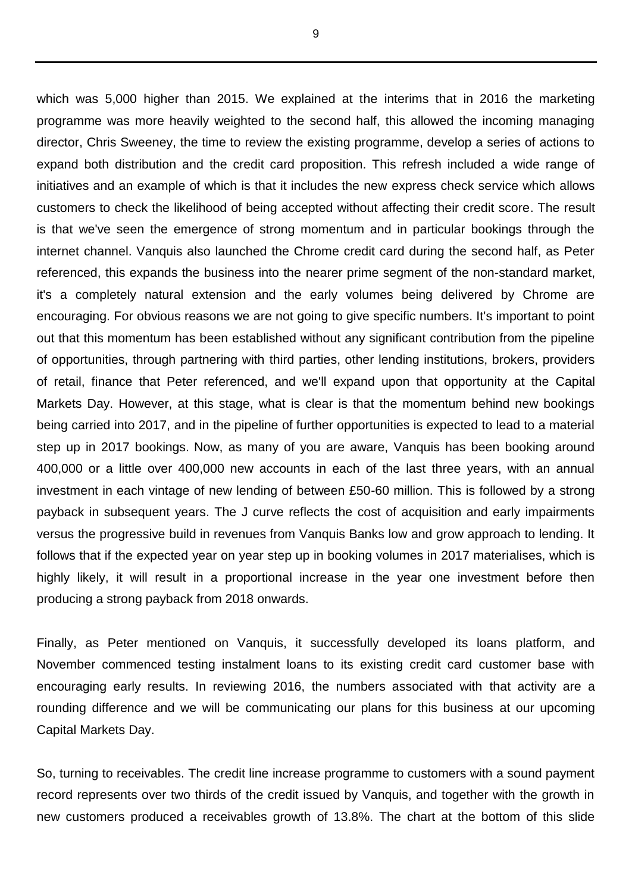which was 5,000 higher than 2015. We explained at the interims that in 2016 the marketing programme was more heavily weighted to the second half, this allowed the incoming managing director, Chris Sweeney, the time to review the existing programme, develop a series of actions to expand both distribution and the credit card proposition. This refresh included a wide range of initiatives and an example of which is that it includes the new express check service which allows customers to check the likelihood of being accepted without affecting their credit score. The result is that we've seen the emergence of strong momentum and in particular bookings through the internet channel. Vanquis also launched the Chrome credit card during the second half, as Peter referenced, this expands the business into the nearer prime segment of the non-standard market, it's a completely natural extension and the early volumes being delivered by Chrome are encouraging. For obvious reasons we are not going to give specific numbers. It's important to point out that this momentum has been established without any significant contribution from the pipeline of opportunities, through partnering with third parties, other lending institutions, brokers, providers of retail, finance that Peter referenced, and we'll expand upon that opportunity at the Capital Markets Day. However, at this stage, what is clear is that the momentum behind new bookings being carried into 2017, and in the pipeline of further opportunities is expected to lead to a material step up in 2017 bookings. Now, as many of you are aware, Vanquis has been booking around 400,000 or a little over 400,000 new accounts in each of the last three years, with an annual investment in each vintage of new lending of between £50-60 million. This is followed by a strong payback in subsequent years. The J curve reflects the cost of acquisition and early impairments versus the progressive build in revenues from Vanquis Banks low and grow approach to lending. It follows that if the expected year on year step up in booking volumes in 2017 materialises, which is highly likely, it will result in a proportional increase in the year one investment before then producing a strong payback from 2018 onwards.

Finally, as Peter mentioned on Vanquis, it successfully developed its loans platform, and November commenced testing instalment loans to its existing credit card customer base with encouraging early results. In reviewing 2016, the numbers associated with that activity are a rounding difference and we will be communicating our plans for this business at our upcoming Capital Markets Day.

So, turning to receivables. The credit line increase programme to customers with a sound payment record represents over two thirds of the credit issued by Vanquis, and together with the growth in new customers produced a receivables growth of 13.8%. The chart at the bottom of this slide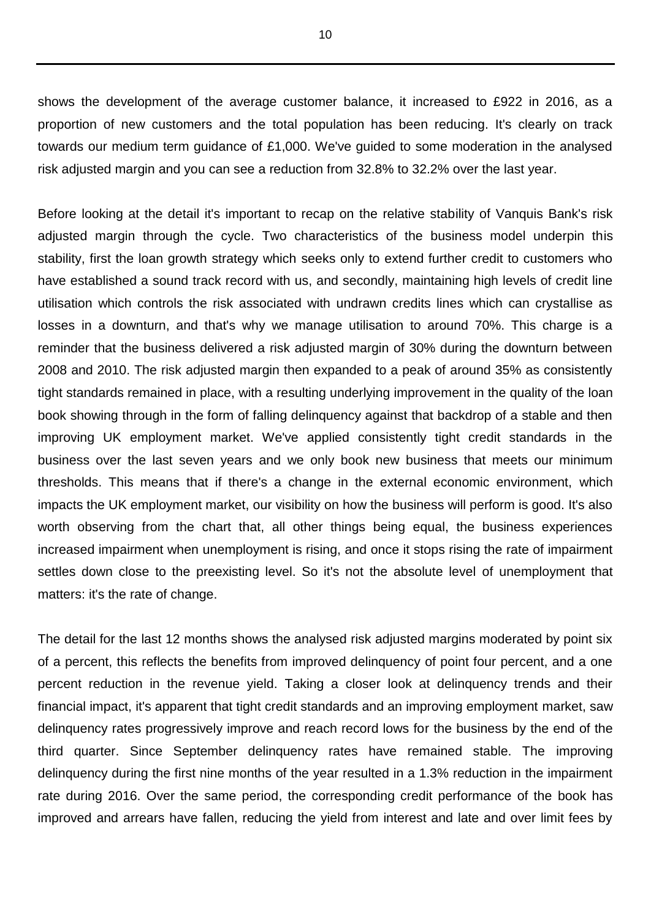shows the development of the average customer balance, it increased to £922 in 2016, as a proportion of new customers and the total population has been reducing. It's clearly on track towards our medium term guidance of £1,000. We've guided to some moderation in the analysed risk adjusted margin and you can see a reduction from 32.8% to 32.2% over the last year.

Before looking at the detail it's important to recap on the relative stability of Vanquis Bank's risk adjusted margin through the cycle. Two characteristics of the business model underpin this stability, first the loan growth strategy which seeks only to extend further credit to customers who have established a sound track record with us, and secondly, maintaining high levels of credit line utilisation which controls the risk associated with undrawn credits lines which can crystallise as losses in a downturn, and that's why we manage utilisation to around 70%. This charge is a reminder that the business delivered a risk adjusted margin of 30% during the downturn between 2008 and 2010. The risk adjusted margin then expanded to a peak of around 35% as consistently tight standards remained in place, with a resulting underlying improvement in the quality of the loan book showing through in the form of falling delinquency against that backdrop of a stable and then improving UK employment market. We've applied consistently tight credit standards in the business over the last seven years and we only book new business that meets our minimum thresholds. This means that if there's a change in the external economic environment, which impacts the UK employment market, our visibility on how the business will perform is good. It's also worth observing from the chart that, all other things being equal, the business experiences increased impairment when unemployment is rising, and once it stops rising the rate of impairment settles down close to the preexisting level. So it's not the absolute level of unemployment that matters: it's the rate of change.

The detail for the last 12 months shows the analysed risk adjusted margins moderated by point six of a percent, this reflects the benefits from improved delinquency of point four percent, and a one percent reduction in the revenue yield. Taking a closer look at delinquency trends and their financial impact, it's apparent that tight credit standards and an improving employment market, saw delinquency rates progressively improve and reach record lows for the business by the end of the third quarter. Since September delinquency rates have remained stable. The improving delinquency during the first nine months of the year resulted in a 1.3% reduction in the impairment rate during 2016. Over the same period, the corresponding credit performance of the book has improved and arrears have fallen, reducing the yield from interest and late and over limit fees by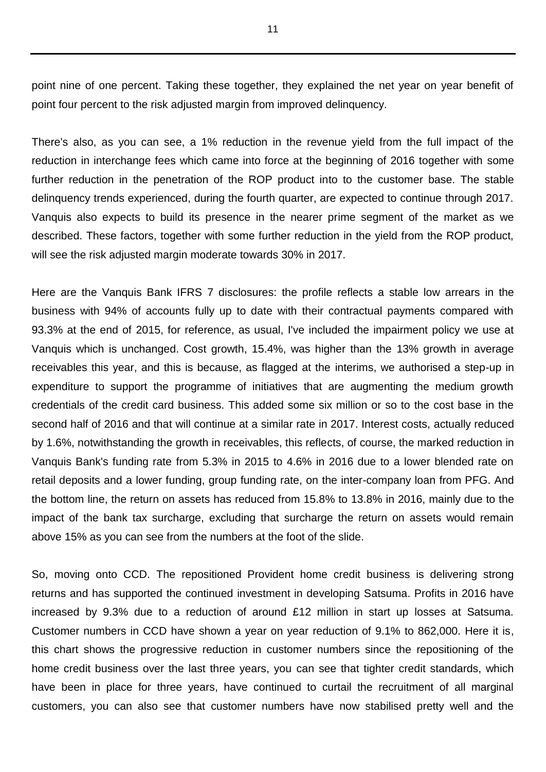point nine of one percent. Taking these together, they explained the net year on year benefit of point four percent to the risk adjusted margin from improved delinquency.

There's also, as you can see, a 1% reduction in the revenue yield from the full impact of the reduction in interchange fees which came into force at the beginning of 2016 together with some further reduction in the penetration of the ROP product into to the customer base. The stable delinquency trends experienced, during the fourth quarter, are expected to continue through 2017. Vanquis also expects to build its presence in the nearer prime segment of the market as we described. These factors, together with some further reduction in the yield from the ROP product, will see the risk adjusted margin moderate towards 30% in 2017.

Here are the Vanquis Bank IFRS 7 disclosures: the profile reflects a stable low arrears in the business with 94% of accounts fully up to date with their contractual payments compared with 93.3% at the end of 2015, for reference, as usual, I've included the impairment policy we use at Vanquis which is unchanged. Cost growth, 15.4%, was higher than the 13% growth in average receivables this year, and this is because, as flagged at the interims, we authorised a step-up in expenditure to support the programme of initiatives that are augmenting the medium growth credentials of the credit card business. This added some six million or so to the cost base in the second half of 2016 and that will continue at a similar rate in 2017. Interest costs, actually reduced by 1.6%, notwithstanding the growth in receivables, this reflects, of course, the marked reduction in Vanquis Bank's funding rate from 5.3% in 2015 to 4.6% in 2016 due to a lower blended rate on retail deposits and a lower funding, group funding rate, on the inter-company loan from PFG. And the bottom line, the return on assets has reduced from 15.8% to 13.8% in 2016, mainly due to the impact of the bank tax surcharge, excluding that surcharge the return on assets would remain above 15% as you can see from the numbers at the foot of the slide.

So, moving onto CCD. The repositioned Provident home credit business is delivering strong returns and has supported the continued investment in developing Satsuma. Profits in 2016 have increased by 9.3% due to a reduction of around £12 million in start up losses at Satsuma. Customer numbers in CCD have shown a year on year reduction of 9.1% to 862,000. Here it is, this chart shows the progressive reduction in customer numbers since the repositioning of the home credit business over the last three years, you can see that tighter credit standards, which have been in place for three years, have continued to curtail the recruitment of all marginal customers, you can also see that customer numbers have now stabilised pretty well and the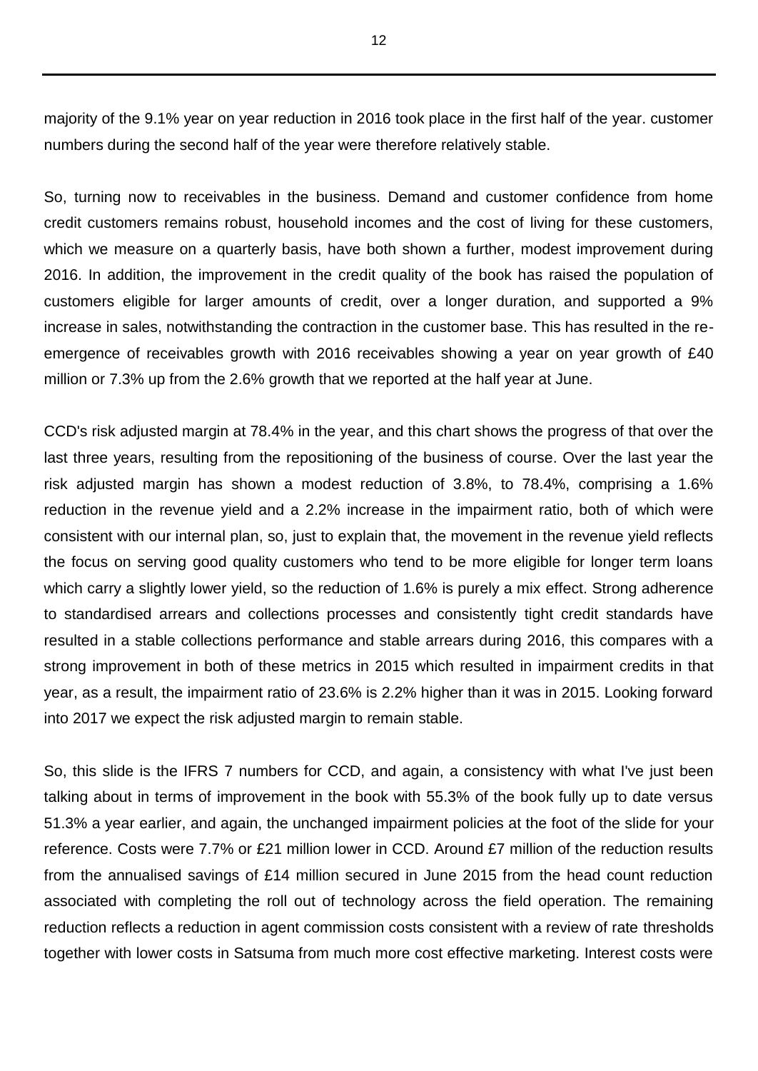majority of the 9.1% year on year reduction in 2016 took place in the first half of the year. customer numbers during the second half of the year were therefore relatively stable.

So, turning now to receivables in the business. Demand and customer confidence from home credit customers remains robust, household incomes and the cost of living for these customers, which we measure on a quarterly basis, have both shown a further, modest improvement during 2016. In addition, the improvement in the credit quality of the book has raised the population of customers eligible for larger amounts of credit, over a longer duration, and supported a 9% increase in sales, notwithstanding the contraction in the customer base. This has resulted in the re-emergence of receivables growth with 2016 receivables showing a year on year growth of £40 million or 7.3% up from the 2.6% growth that we reported at the half year at June.

CCD's risk adjusted margin at 78.4% in the year, and this chart shows the progress of that over the last three years, resulting from the repositioning of the business of course. Over the last year the risk adjusted margin has shown a modest reduction of 3.8%, to 78.4%, comprising a 1.6% reduction in the revenue yield and a 2.2% increase in the impairment ratio, both of which were consistent with our internal plan, so, just to explain that, the movement in the revenue yield reflects the focus on serving good quality customers who tend to be more eligible for longer term loans which carry a slightly lower yield, so the reduction of 1.6% is purely a mix effect. Strong adherence to standardised arrears and collections processes and consistently tight credit standards have resulted in a stable collections performance and stable arrears during 2016, this compares with a strong improvement in both of these metrics in 2015 which resulted in impairment credits in that year, as a result, the impairment ratio of 23.6% is 2.2% higher than it was in 2015. Looking forward into 2017 we expect the risk adjusted margin to remain stable.

So, this slide is the IFRS 7 numbers for CCD, and again, a consistency with what I've just been talking about in terms of improvement in the book with 55.3% of the book fully up to date versus 51.3% a year earlier, and again, the unchanged impairment policies at the foot of the slide for your reference. Costs were 7.7% or £21 million lower in CCD. Around £7 million of the reduction results from the annualised savings of £14 million secured in June 2015 from the head count reduction associated with completing the roll out of technology across the field operation. The remaining reduction reflects a reduction in agent commission costs consistent with a review of rate thresholds together with lower costs in Satsuma from much more cost effective marketing. Interest costs were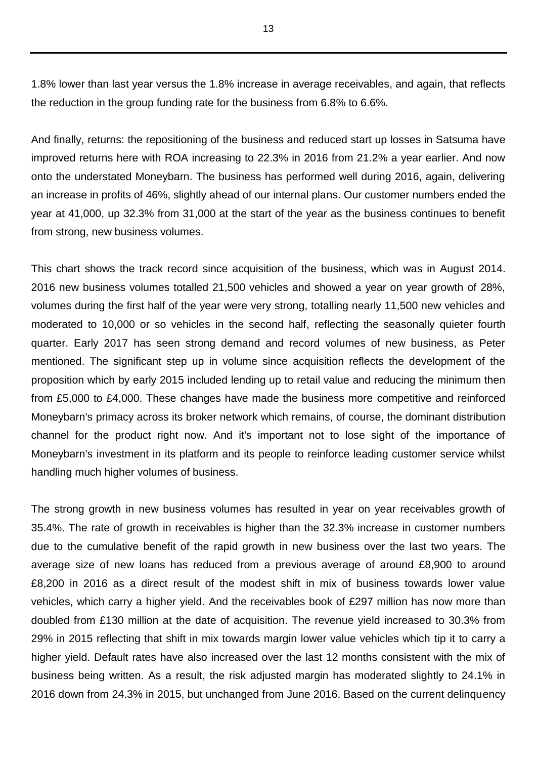1.8% lower than last year versus the 1.8% increase in average receivables, and again, that reflects the reduction in the group funding rate for the business from 6.8% to 6.6%.

And finally, returns: the repositioning of the business and reduced start up losses in Satsuma have improved returns here with ROA increasing to 22.3% in 2016 from 21.2% a year earlier. And now onto the understated Moneybarn. The business has performed well during 2016, again, delivering an increase in profits of 46%, slightly ahead of our internal plans. Our customer numbers ended the year at 41,000, up 32.3% from 31,000 at the start of the year as the business continues to benefit from strong, new business volumes.

This chart shows the track record since acquisition of the business, which was in August 2014. 2016 new business volumes totalled 21,500 vehicles and showed a year on year growth of 28%, volumes during the first half of the year were very strong, totalling nearly 11,500 new vehicles and moderated to 10,000 or so vehicles in the second half, reflecting the seasonally quieter fourth quarter. Early 2017 has seen strong demand and record volumes of new business, as Peter mentioned. The significant step up in volume since acquisition reflects the development of the proposition which by early 2015 included lending up to retail value and reducing the minimum then from £5,000 to £4,000. These changes have made the business more competitive and reinforced Moneybarn's primacy across its broker network which remains, of course, the dominant distribution channel for the product right now. And it's important not to lose sight of the importance of Moneybarn's investment in its platform and its people to reinforce leading customer service whilst handling much higher volumes of business.

The strong growth in new business volumes has resulted in year on year receivables growth of 35.4%. The rate of growth in receivables is higher than the 32.3% increase in customer numbers due to the cumulative benefit of the rapid growth in new business over the last two years. The average size of new loans has reduced from a previous average of around £8,900 to around £8,200 in 2016 as a direct result of the modest shift in mix of business towards lower value vehicles, which carry a higher yield. And the receivables book of £297 million has now more than doubled from £130 million at the date of acquisition. The revenue yield increased to 30.3% from 29% in 2015 reflecting that shift in mix towards margin lower value vehicles which tip it to carry a higher yield. Default rates have also increased over the last 12 months consistent with the mix of business being written. As a result, the risk adjusted margin has moderated slightly to 24.1% in 2016 down from 24.3% in 2015, but unchanged from June 2016. Based on the current delinquency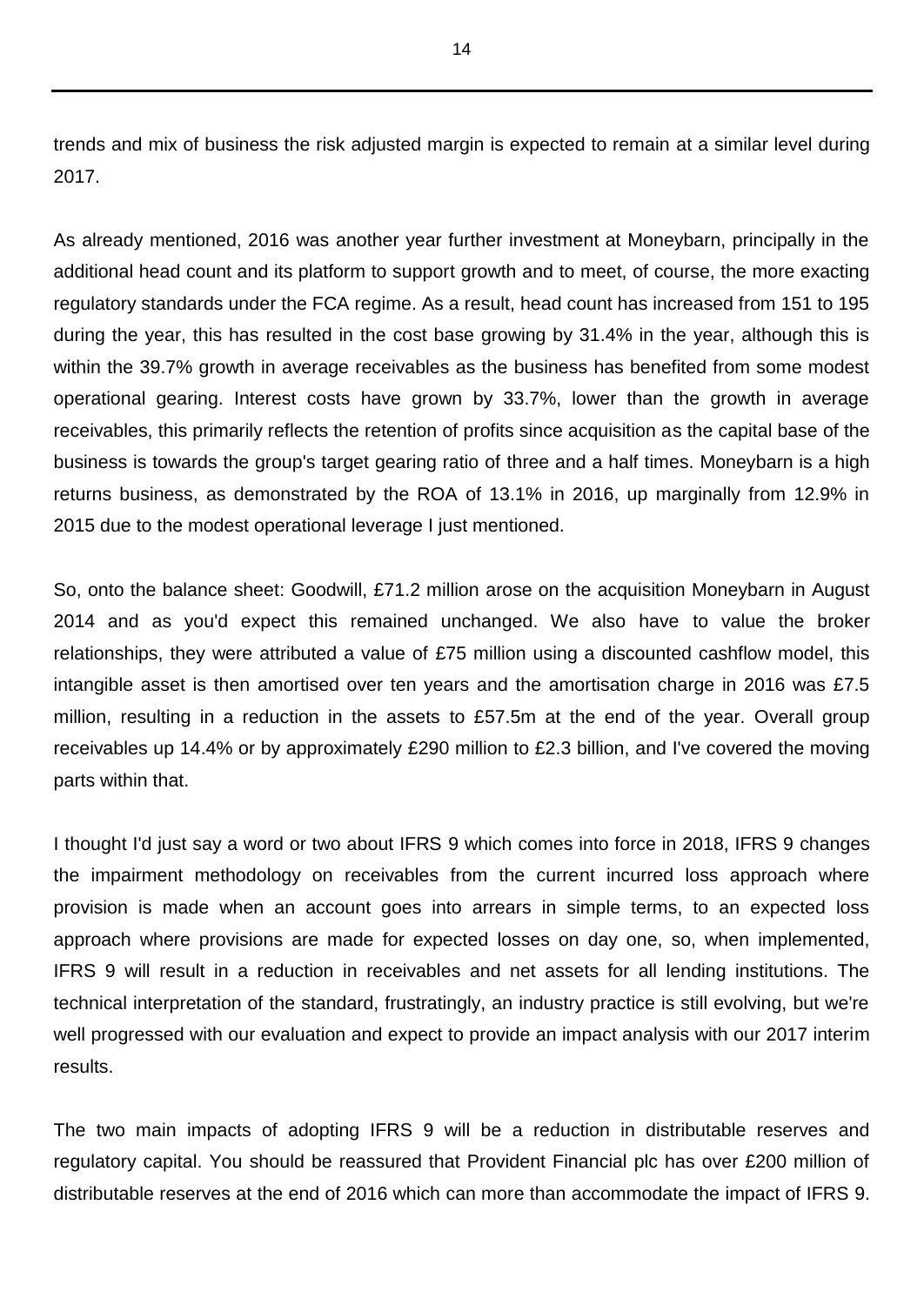trends and mix of business the risk adjusted margin is expected to remain at a similar level during 2017.

As already mentioned, 2016 was another year further investment at Moneybarn, principally in the additional head count and its platform to support growth and to meet, of course, the more exacting regulatory standards under the FCA regime. As a result, head count has increased from 151 to 195 during the year, this has resulted in the cost base growing by 31.4% in the year, although this is within the 39.7% growth in average receivables as the business has benefited from some modest operational gearing. Interest costs have grown by 33.7%, lower than the growth in average receivables, this primarily reflects the retention of profits since acquisition as the capital base of the business is towards the group's target gearing ratio of three and a half times. Moneybarn is a high returns business, as demonstrated by the ROA of 13.1% in 2016, up marginally from 12.9% in 2015 due to the modest operational leverage I just mentioned.

So, onto the balance sheet: Goodwill, £71.2 million arose on the acquisition Moneybarn in August 2014 and as you'd expect this remained unchanged. We also have to value the broker relationships, they were attributed a value of £75 million using a discounted cashflow model, this intangible asset is then amortised over ten years and the amortisation charge in 2016 was £7.5 million, resulting in a reduction in the assets to £57.5m at the end of the year. Overall group receivables up 14.4% or by approximately £290 million to £2.3 billion, and I've covered the moving parts within that.

I thought I'd just say a word or two about IFRS 9 which comes into force in 2018, IFRS 9 changes the impairment methodology on receivables from the current incurred loss approach where provision is made when an account goes into arrears in simple terms, to an expected loss approach where provisions are made for expected losses on day one, so, when implemented, IFRS 9 will result in a reduction in receivables and net assets for all lending institutions. The technical interpretation of the standard, frustratingly, an industry practice is still evolving, but we're well progressed with our evaluation and expect to provide an impact analysis with our 2017 interim results.

The two main impacts of adopting IFRS 9 will be a reduction in distributable reserves and regulatory capital. You should be reassured that Provident Financial plc has over £200 million of distributable reserves at the end of 2016 which can more than accommodate the impact of IFRS 9.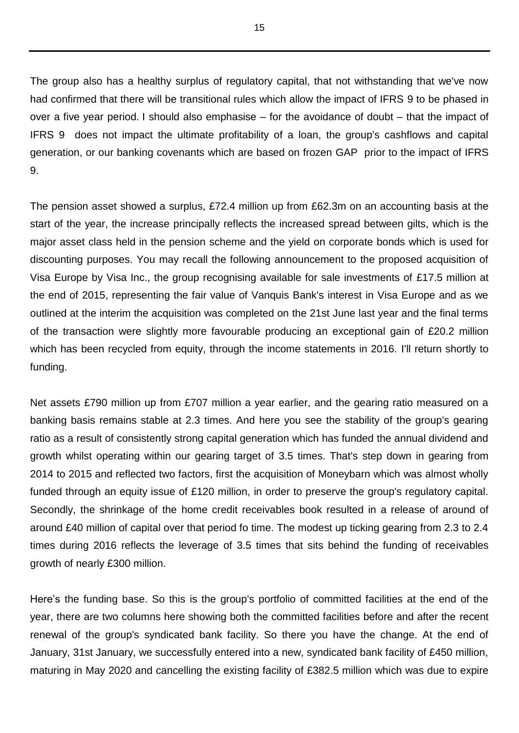The group also has a healthy surplus of regulatory capital, that not withstanding that we've now had confirmed that there will be transitional rules which allow the impact of IFRS 9 to be phased in over a five year period. I should also emphasise – for the avoidance of doubt – that the impact of IFRS 9 does not impact the ultimate profitability of a loan, the group's cashflows and capital generation, or our banking covenants which are based on frozen GAP prior to the impact of IFRS 9.

The pension asset showed a surplus, £72.4 million up from £62.3m on an accounting basis at the start of the year, the increase principally reflects the increased spread between gilts, which is the major asset class held in the pension scheme and the yield on corporate bonds which is used for discounting purposes. You may recall the following announcement to the proposed acquisition of Visa Europe by Visa Inc., the group recognising available for sale investments of £17.5 million at the end of 2015, representing the fair value of Vanquis Bank's interest in Visa Europe and as we outlined at the interim the acquisition was completed on the 21st June last year and the final terms of the transaction were slightly more favourable producing an exceptional gain of £20.2 million which has been recycled from equity, through the income statements in 2016. I'll return shortly to funding.

Net assets £790 million up from £707 million a year earlier, and the gearing ratio measured on a banking basis remains stable at 2.3 times. And here you see the stability of the group's gearing ratio as a result of consistently strong capital generation which has funded the annual dividend and growth whilst operating within our gearing target of 3.5 times. That's step down in gearing from 2014 to 2015 and reflected two factors, first the acquisition of Moneybarn which was almost wholly funded through an equity issue of £120 million, in order to preserve the group's regulatory capital. Secondly, the shrinkage of the home credit receivables book resulted in a release of around of around £40 million of capital over that period fo time. The modest up ticking gearing from 2.3 to 2.4 times during 2016 reflects the leverage of 3.5 times that sits behind the funding of receivables growth of nearly £300 million.

Here's the funding base. So this is the group's portfolio of committed facilities at the end of the year, there are two columns here showing both the committed facilities before and after the recent renewal of the group's syndicated bank facility. So there you have the change. At the end of January, 31st January, we successfully entered into a new, syndicated bank facility of £450 million, maturing in May 2020 and cancelling the existing facility of £382.5 million which was due to expire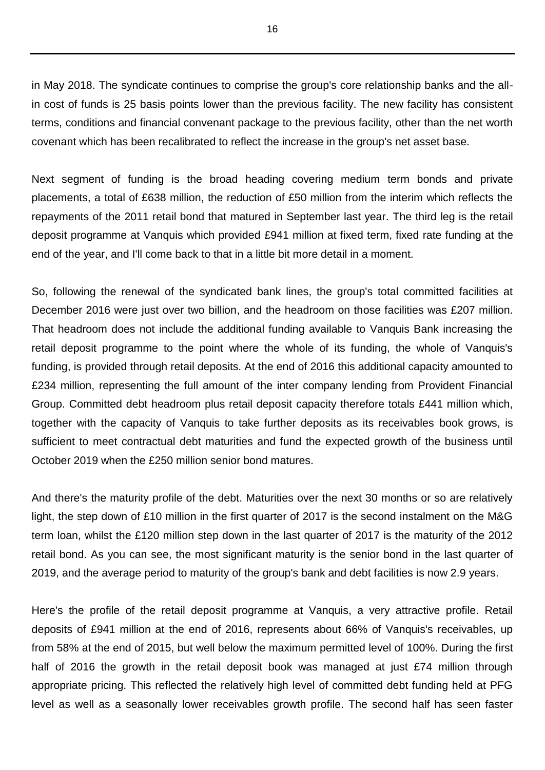in May 2018. The syndicate continues to comprise the group's core relationship banks and the all-in cost of funds is 25 basis points lower than the previous facility. The new facility has consistent terms, conditions and financial convenant package to the previous facility, other than the net worth covenant which has been recalibrated to reflect the increase in the group's net asset base.

Next segment of funding is the broad heading covering medium term bonds and private placements, a total of £638 million, the reduction of £50 million from the interim which reflects the repayments of the 2011 retail bond that matured in September last year. The third leg is the retail deposit programme at Vanquis which provided £941 million at fixed term, fixed rate funding at the end of the year, and I'll come back to that in a little bit more detail in a moment.

So, following the renewal of the syndicated bank lines, the group's total committed facilities at December 2016 were just over two billion, and the headroom on those facilities was £207 million. That headroom does not include the additional funding available to Vanquis Bank increasing the retail deposit programme to the point where the whole of its funding, the whole of Vanquis's funding, is provided through retail deposits. At the end of 2016 this additional capacity amounted to £234 million, representing the full amount of the inter company lending from Provident Financial Group. Committed debt headroom plus retail deposit capacity therefore totals £441 million which, together with the capacity of Vanquis to take further deposits as its receivables book grows, is sufficient to meet contractual debt maturities and fund the expected growth of the business until October 2019 when the £250 million senior bond matures.

And there's the maturity profile of the debt. Maturities over the next 30 months or so are relatively light, the step down of £10 million in the first quarter of 2017 is the second instalment on the M&G term loan, whilst the £120 million step down in the last quarter of 2017 is the maturity of the 2012 retail bond. As you can see, the most significant maturity is the senior bond in the last quarter of 2019, and the average period to maturity of the group's bank and debt facilities is now 2.9 years.

Here's the profile of the retail deposit programme at Vanquis, a very attractive profile. Retail deposits of £941 million at the end of 2016, represents about 66% of Vanquis's receivables, up from 58% at the end of 2015, but well below the maximum permitted level of 100%. During the first half of 2016 the growth in the retail deposit book was managed at just £74 million through appropriate pricing. This reflected the relatively high level of committed debt funding held at PFG level as well as a seasonally lower receivables growth profile. The second half has seen faster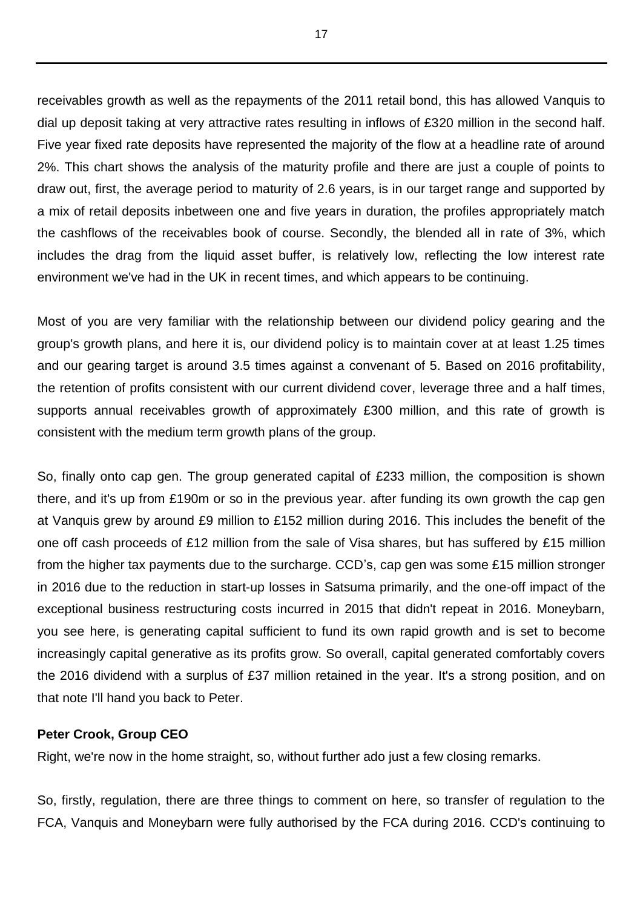receivables growth as well as the repayments of the 2011 retail bond, this has allowed Vanquis to dial up deposit taking at very attractive rates resulting in inflows of £320 million in the second half. Five year fixed rate deposits have represented the majority of the flow at a headline rate of around 2%. This chart shows the analysis of the maturity profile and there are just a couple of points to draw out, first, the average period to maturity of 2.6 years, is in our target range and supported by a mix of retail deposits inbetween one and five years in duration, the profiles appropriately match the cashflows of the receivables book of course. Secondly, the blended all in rate of 3%, which includes the drag from the liquid asset buffer, is relatively low, reflecting the low interest rate environment we've had in the UK in recent times, and which appears to be continuing.

Most of you are very familiar with the relationship between our dividend policy gearing and the group's growth plans, and here it is, our dividend policy is to maintain cover at at least 1.25 times and our gearing target is around 3.5 times against a convenant of 5. Based on 2016 profitability, the retention of profits consistent with our current dividend cover, leverage three and a half times, supports annual receivables growth of approximately £300 million, and this rate of growth is consistent with the medium term growth plans of the group.

So, finally onto cap gen. The group generated capital of £233 million, the composition is shown there, and it's up from £190m or so in the previous year. after funding its own growth the cap gen at Vanquis grew by around £9 million to £152 million during 2016. This includes the benefit of the one off cash proceeds of £12 million from the sale of Visa shares, but has suffered by £15 million from the higher tax payments due to the surcharge. CCD's, cap gen was some £15 million stronger in 2016 due to the reduction in start-up losses in Satsuma primarily, and the one-off impact of the exceptional business restructuring costs incurred in 2015 that didn't repeat in 2016. Moneybarn, you see here, is generating capital sufficient to fund its own rapid growth and is set to become increasingly capital generative as its profits grow. So overall, capital generated comfortably covers the 2016 dividend with a surplus of £37 million retained in the year. It's a strong position, and on that note I'll hand you back to Peter.

**Peter Crook, Group CEO**

Right, we're now in the home straight, so, without further ado just a few closing remarks.

So, firstly, regulation, there are three things to comment on here, so transfer of regulation to the FCA, Vanquis and Moneybarn were fully authorised by the FCA during 2016. CCD's continuing to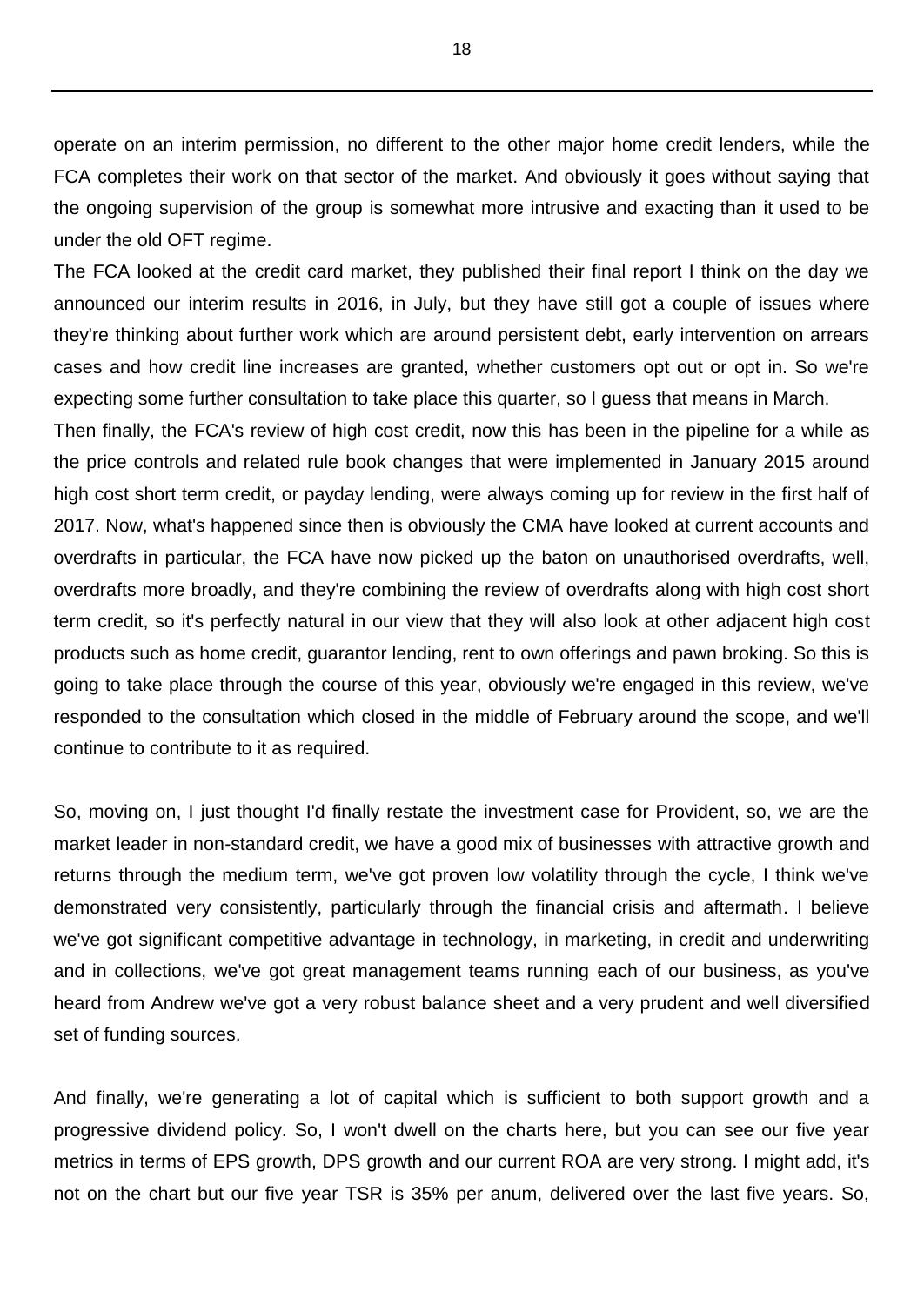operate on an interim permission, no different to the other major home credit lenders, while the FCA completes their work on that sector of the market. And obviously it goes without saying that the ongoing supervision of the group is somewhat more intrusive and exacting than it used to be under the old OFT regime.

The FCA looked at the credit card market, they published their final report I think on the day we announced our interim results in 2016, in July, but they have still got a couple of issues where they're thinking about further work which are around persistent debt, early intervention on arrears cases and how credit line increases are granted, whether customers opt out or opt in. So we're expecting some further consultation to take place this quarter, so I guess that means in March.

Then finally, the FCA's review of high cost credit, now this has been in the pipeline for a while as the price controls and related rule book changes that were implemented in January 2015 around high cost short term credit, or payday lending, were always coming up for review in the first half of 2017. Now, what's happened since then is obviously the CMA have looked at current accounts and overdrafts in particular, the FCA have now picked up the baton on unauthorised overdrafts, well, overdrafts more broadly, and they're combining the review of overdrafts along with high cost short term credit, so it's perfectly natural in our view that they will also look at other adjacent high cost products such as home credit, guarantor lending, rent to own offerings and pawn broking. So this is going to take place through the course of this year, obviously we're engaged in this review, we've responded to the consultation which closed in the middle of February around the scope, and we'll continue to contribute to it as required.

So, moving on, I just thought I'd finally restate the investment case for Provident, so, we are the market leader in non-standard credit, we have a good mix of businesses with attractive growth and returns through the medium term, we've got proven low volatility through the cycle, I think we've demonstrated very consistently, particularly through the financial crisis and aftermath. I believe we've got significant competitive advantage in technology, in marketing, in credit and underwriting and in collections, we've got great management teams running each of our business, as you've heard from Andrew we've got a very robust balance sheet and a very prudent and well diversified set of funding sources.

And finally, we're generating a lot of capital which is sufficient to both support growth and a progressive dividend policy. So, I won't dwell on the charts here, but you can see our five year metrics in terms of EPS growth, DPS growth and our current ROA are very strong. I might add, it's not on the chart but our five year TSR is 35% per anum, delivered over the last five years. So,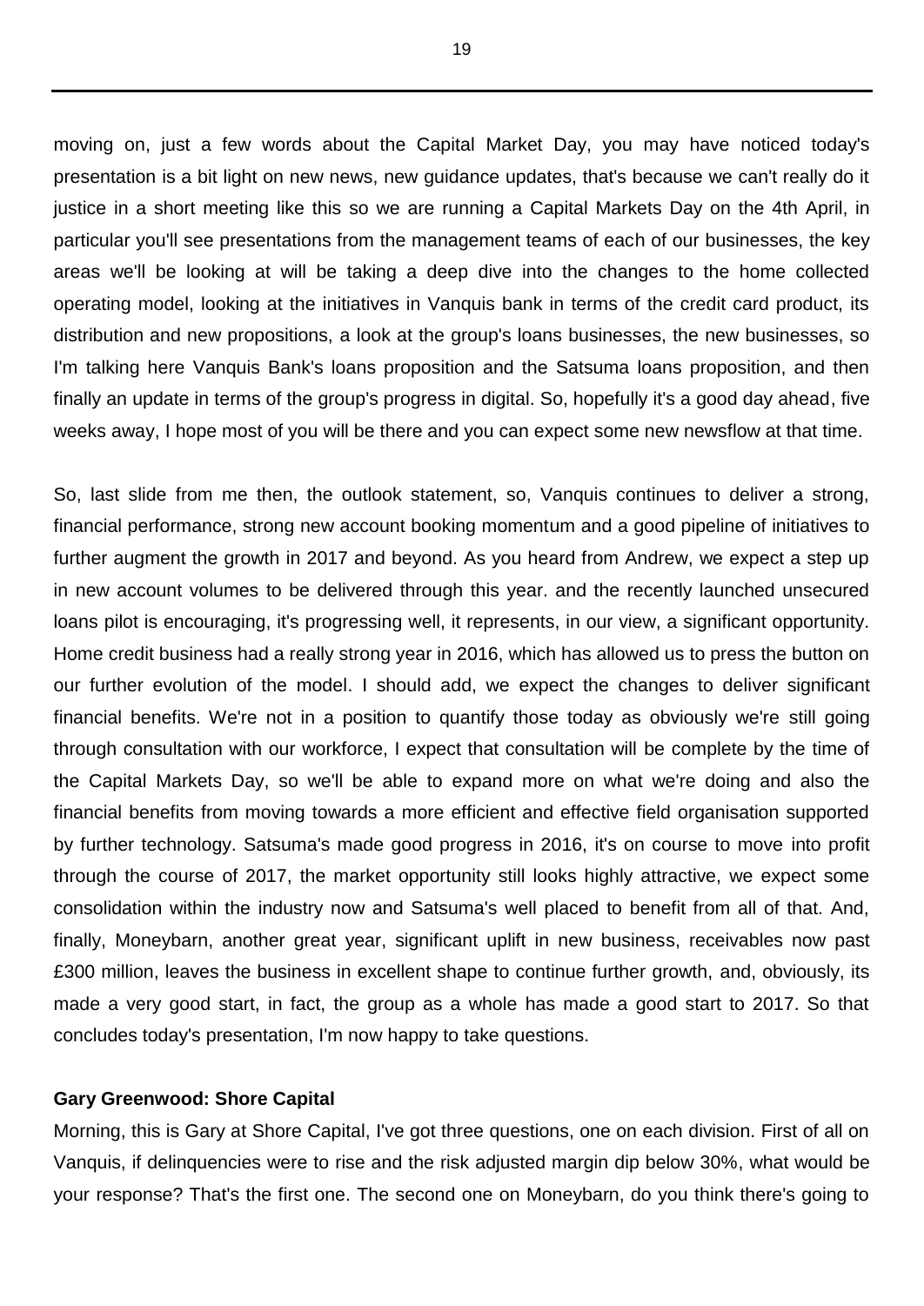moving on, just a few words about the Capital Market Day, you may have noticed today's presentation is a bit light on new news, new guidance updates, that's because we can't really do it justice in a short meeting like this so we are running a Capital Markets Day on the 4th April, in particular you'll see presentations from the management teams of each of our businesses, the key areas we'll be looking at will be taking a deep dive into the changes to the home collected operating model, looking at the initiatives in Vanquis bank in terms of the credit card product, its distribution and new propositions, a look at the group's loans businesses, the new businesses, so I'm talking here Vanquis Bank's loans proposition and the Satsuma loans proposition, and then finally an update in terms of the group's progress in digital. So, hopefully it's a good day ahead, five weeks away, I hope most of you will be there and you can expect some new newsflow at that time.

So, last slide from me then, the outlook statement, so, Vanquis continues to deliver a strong, financial performance, strong new account booking momentum and a good pipeline of initiatives to further augment the growth in 2017 and beyond. As you heard from Andrew, we expect a step up in new account volumes to be delivered through this year. and the recently launched unsecured loans pilot is encouraging, it's progressing well, it represents, in our view, a significant opportunity. Home credit business had a really strong year in 2016, which has allowed us to press the button on our further evolution of the model. I should add, we expect the changes to deliver significant financial benefits. We're not in a position to quantify those today as obviously we're still going through consultation with our workforce, I expect that consultation will be complete by the time of the Capital Markets Day, so we'll be able to expand more on what we're doing and also the financial benefits from moving towards a more efficient and effective field organisation supported by further technology. Satsuma's made good progress in 2016, it's on course to move into profit through the course of 2017, the market opportunity still looks highly attractive, we expect some consolidation within the industry now and Satsuma's well placed to benefit from all of that. And, finally, Moneybarn, another great year, significant uplift in new business, receivables now past £300 million, leaves the business in excellent shape to continue further growth, and, obviously, its made a very good start, in fact, the group as a whole has made a good start to 2017. So that concludes today's presentation, I'm now happy to take questions.

**Gary Greenwood: Shore Capital**

Morning, this is Gary at Shore Capital, I've got three questions, one on each division. First of all on Vanquis, if delinquencies were to rise and the risk adjusted margin dip below 30%, what would be your response? That's the first one. The second one on Moneybarn, do you think there's going to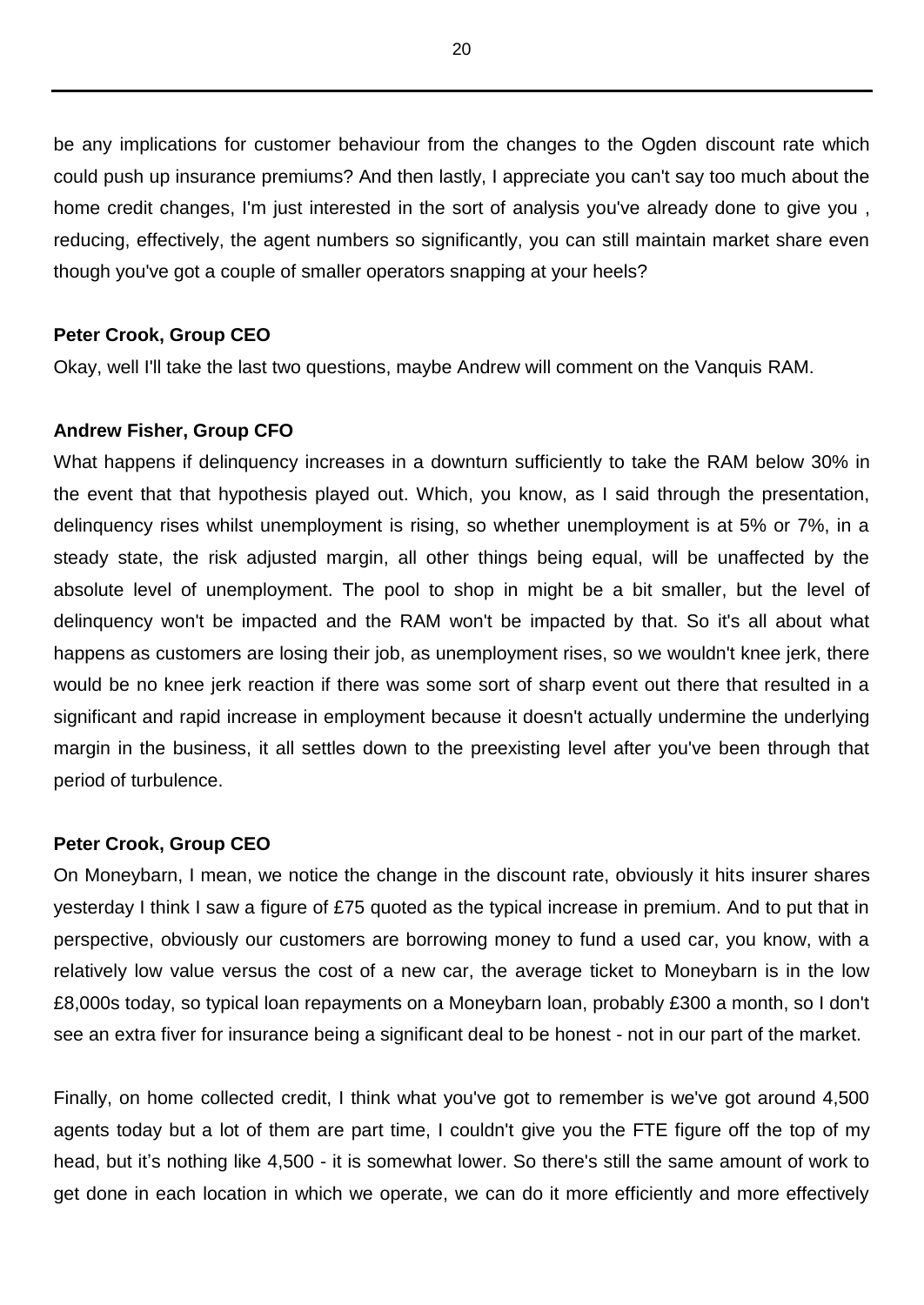be any implications for customer behaviour from the changes to the Ogden discount rate which could push up insurance premiums? And then lastly, I appreciate you can't say too much about the home credit changes, I'm just interested in the sort of analysis you've already done to give you , reducing, effectively, the agent numbers so significantly, you can still maintain market share even though you've got a couple of smaller operators snapping at your heels?

**Peter Crook, Group CEO**

Okay, well I'll take the last two questions, maybe Andrew will comment on the Vanquis RAM.

**Andrew Fisher, Group CFO**

What happens if delinquency increases in a downturn sufficiently to take the RAM below 30% in the event that that hypothesis played out. Which, you know, as I said through the presentation, delinquency rises whilst unemployment is rising, so whether unemployment is at 5% or 7%, in a steady state, the risk adjusted margin, all other things being equal, will be unaffected by the absolute level of unemployment. The pool to shop in might be a bit smaller, but the level of delinquency won't be impacted and the RAM won't be impacted by that. So it's all about what happens as customers are losing their job, as unemployment rises, so we wouldn't knee jerk, there would be no knee jerk reaction if there was some sort of sharp event out there that resulted in a significant and rapid increase in employment because it doesn't actually undermine the underlying margin in the business, it all settles down to the preexisting level after you've been through that period of turbulence.

**Peter Crook, Group CEO**

On Moneybarn, I mean, we notice the change in the discount rate, obviously it hits insurer shares yesterday I think I saw a figure of £75 quoted as the typical increase in premium. And to put that in perspective, obviously our customers are borrowing money to fund a used car, you know, with a relatively low value versus the cost of a new car, the average ticket to Moneybarn is in the low £8,000s today, so typical loan repayments on a Moneybarn loan, probably £300 a month, so I don't see an extra fiver for insurance being a significant deal to be honest - not in our part of the market.

Finally, on home collected credit, I think what you've got to remember is we've got around 4,500 agents today but a lot of them are part time, I couldn't give you the FTE figure off the top of my head, but it’s nothing like 4,500 - it is somewhat lower. So there's still the same amount of work to get done in each location in which we operate, we can do it more efficiently and more effectively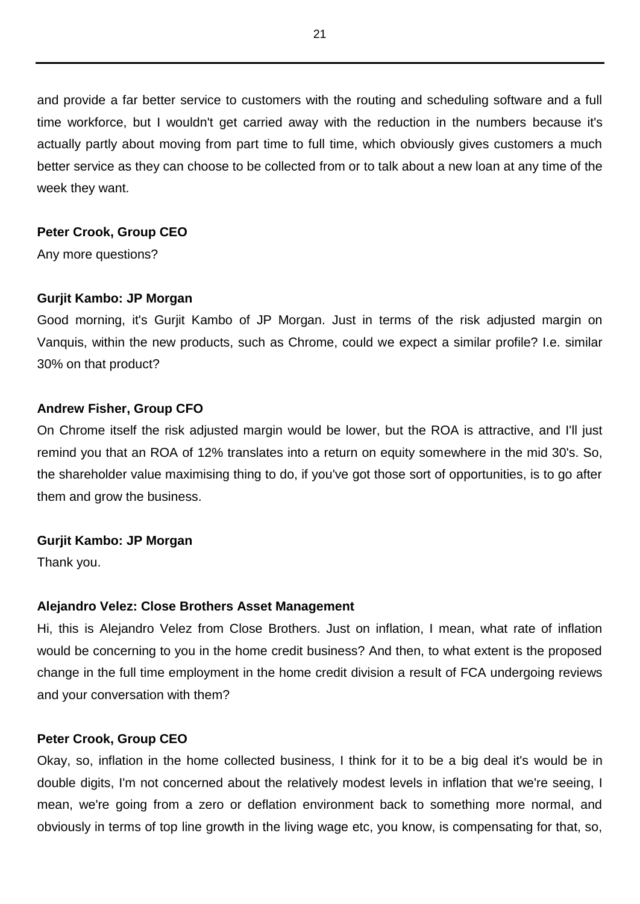and provide a far better service to customers with the routing and scheduling software and a full time workforce, but I wouldn't get carried away with the reduction in the numbers because it's actually partly about moving from part time to full time, which obviously gives customers a much better service as they can choose to be collected from or to talk about a new loan at any time of the week they want.

**Peter Crook, Group CEO**

Any more questions?

**Gurjit Kambo: JP Morgan**

Good morning, it's Gurjit Kambo of JP Morgan. Just in terms of the risk adjusted margin on Vanquis, within the new products, such as Chrome, could we expect a similar profile? I.e. similar 30% on that product?

**Andrew Fisher, Group CFO**

On Chrome itself the risk adjusted margin would be lower, but the ROA is attractive, and I'll just remind you that an ROA of 12% translates into a return on equity somewhere in the mid 30's. So, the shareholder value maximising thing to do, if you've got those sort of opportunities, is to go after them and grow the business.

**Gurjit Kambo: JP Morgan**

Thank you.

**Alejandro Velez: Close Brothers Asset Management**

Hi, this is Alejandro Velez from Close Brothers. Just on inflation, I mean, what rate of inflation would be concerning to you in the home credit business? And then, to what extent is the proposed change in the full time employment in the home credit division a result of FCA undergoing reviews and your conversation with them?

**Peter Crook, Group CEO**

Okay, so, inflation in the home collected business, I think for it to be a big deal it's would be in double digits, I'm not concerned about the relatively modest levels in inflation that we're seeing, I mean, we're going from a zero or deflation environment back to something more normal, and obviously in terms of top line growth in the living wage etc, you know, is compensating for that, so,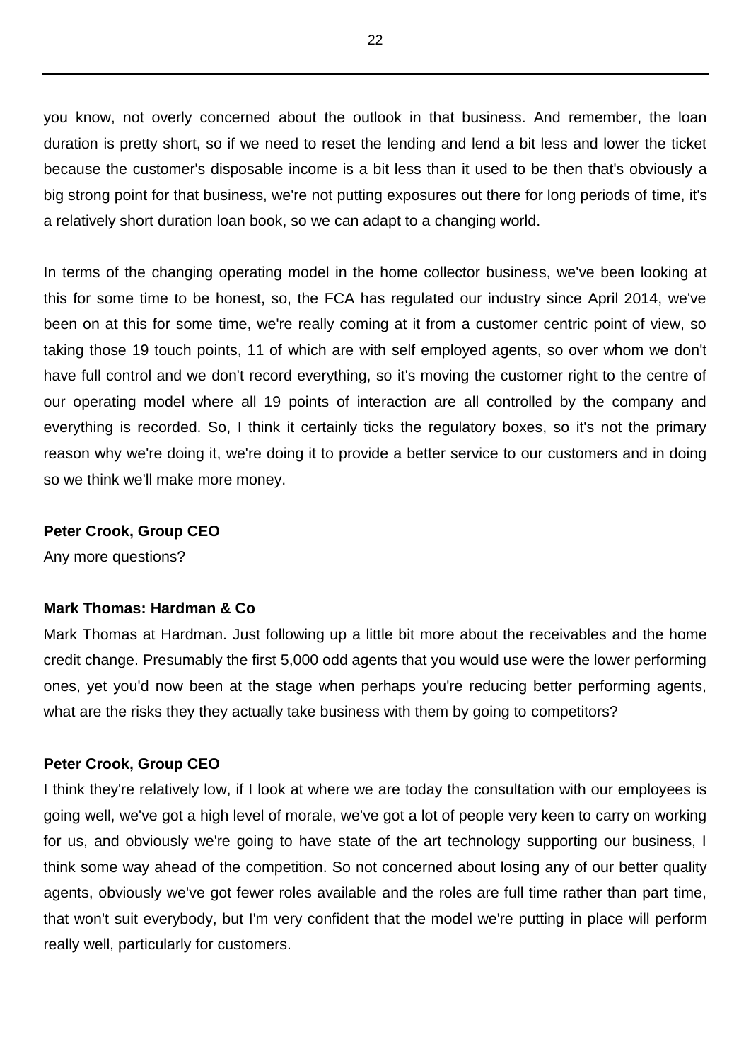you know, not overly concerned about the outlook in that business. And remember, the loan duration is pretty short, so if we need to reset the lending and lend a bit less and lower the ticket because the customer's disposable income is a bit less than it used to be then that's obviously a big strong point for that business, we're not putting exposures out there for long periods of time, it's a relatively short duration loan book, so we can adapt to a changing world.

In terms of the changing operating model in the home collector business, we've been looking at this for some time to be honest, so, the FCA has regulated our industry since April 2014, we've been on at this for some time, we're really coming at it from a customer centric point of view, so taking those 19 touch points, 11 of which are with self employed agents, so over whom we don't have full control and we don't record everything, so it's moving the customer right to the centre of our operating model where all 19 points of interaction are all controlled by the company and everything is recorded. So, I think it certainly ticks the regulatory boxes, so it's not the primary reason why we're doing it, we're doing it to provide a better service to our customers and in doing so we think we'll make more money.

**Peter Crook, Group CEO**

Any more questions?

**Mark Thomas: Hardman & Co**

Mark Thomas at Hardman. Just following up a little bit more about the receivables and the home credit change. Presumably the first 5,000 odd agents that you would use were the lower performing ones, yet you'd now been at the stage when perhaps you're reducing better performing agents, what are the risks they they actually take business with them by going to competitors?

**Peter Crook, Group CEO**

I think they're relatively low, if I look at where we are today the consultation with our employees is going well, we've got a high level of morale, we've got a lot of people very keen to carry on working for us, and obviously we're going to have state of the art technology supporting our business, I think some way ahead of the competition. So not concerned about losing any of our better quality agents, obviously we've got fewer roles available and the roles are full time rather than part time, that won't suit everybody, but I'm very confident that the model we're putting in place will perform really well, particularly for customers.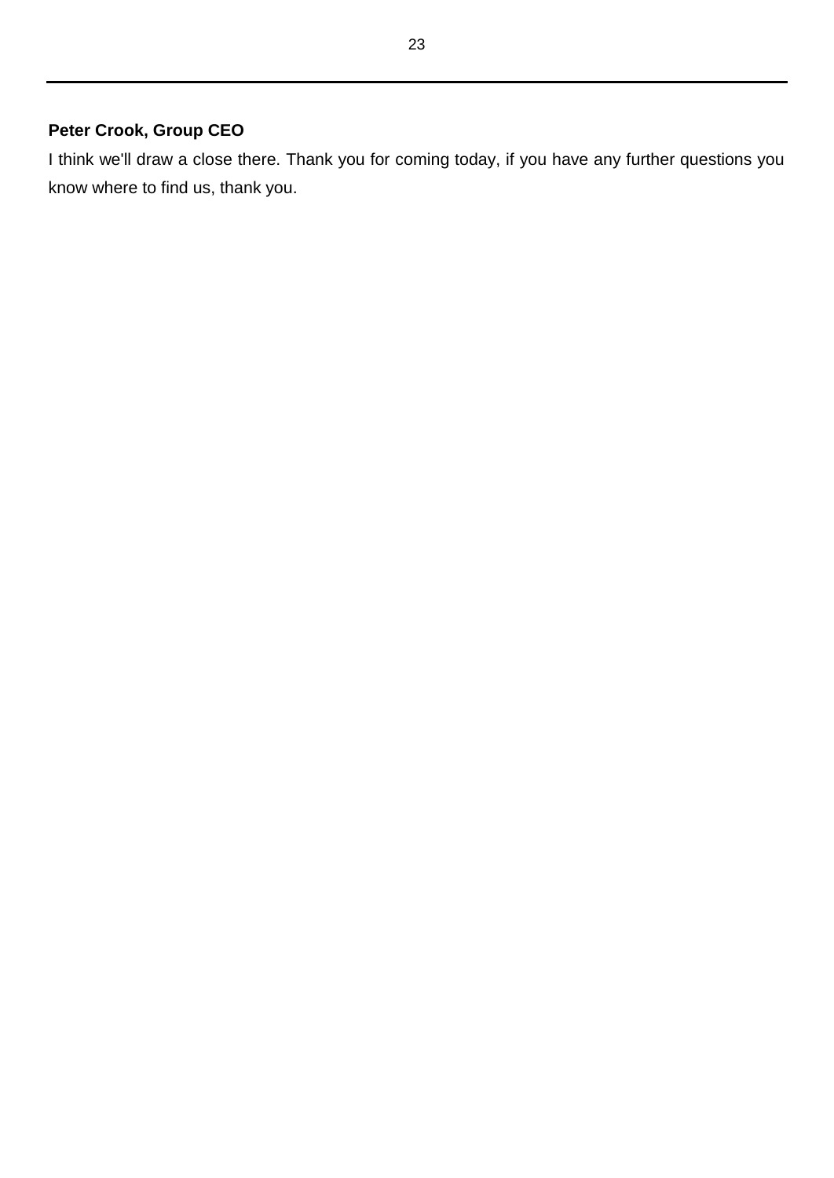**Peter Crook, Group CEO**

I think we'll draw a close there. Thank you for coming today, if you have any further questions you know where to find us, thank you.